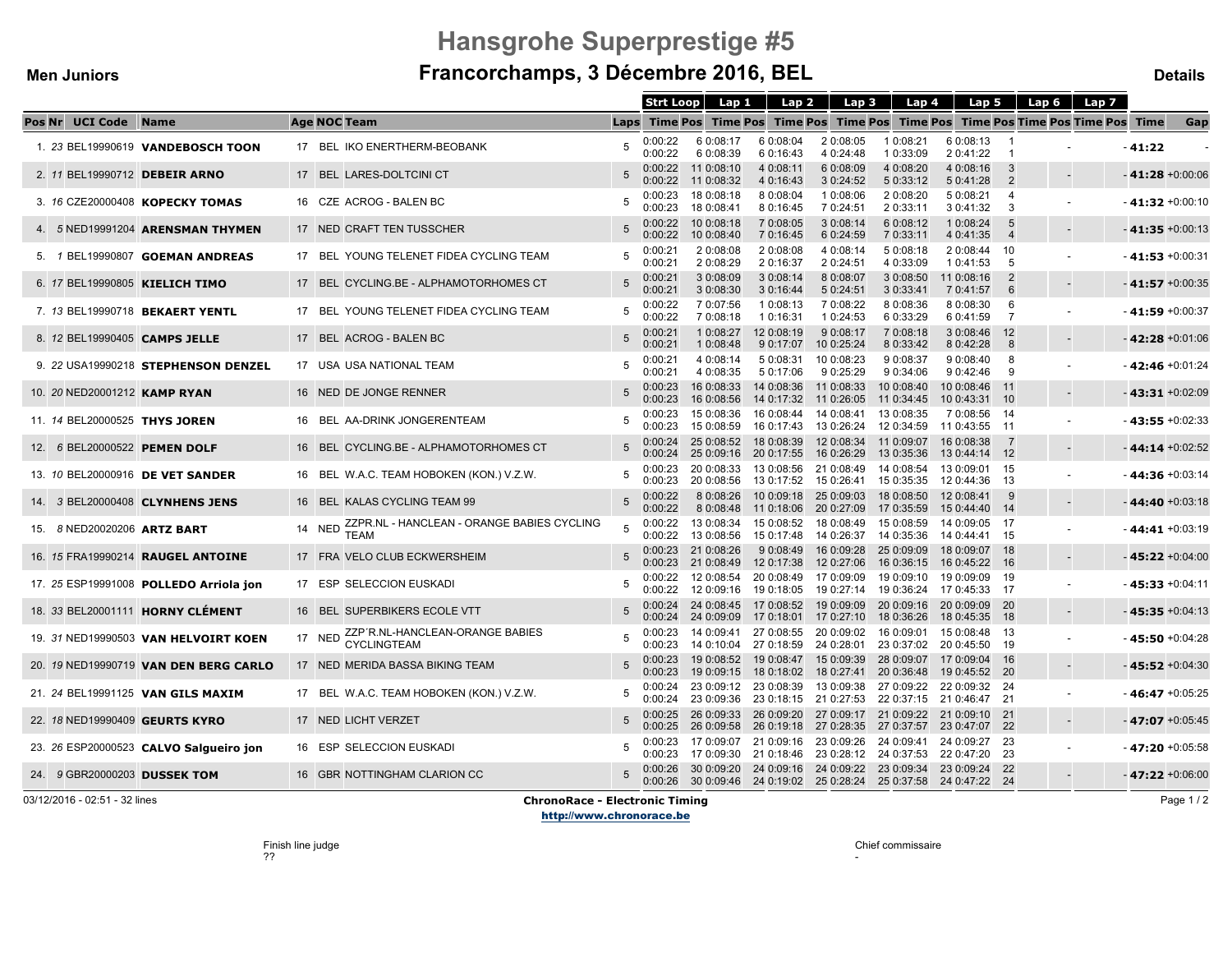# Hansgrohe Superprestige #5

## Francorchamps, 3 Décembre 2016, BEL

**Men Juniors** — **Details**

| Pos | Nr | UCI Code | Name | Age | NOC | Team | Laps | Strt Loop Time | Pos | Lap 1 Time | Pos | Lap 2 Time | Pos | Lap 3 Time | Pos | Lap 4 Time | Pos | Lap 5 Time | Pos | Lap 6 Time | Pos | Lap 7 Time | Pos | Time | Gap |
|---|---|---|---|---|---|---|---|---|---|---|---|---|---|---|---|---|---|---|---|---|---|---|---|---|---|
| 1. | 23 | BEL19990619 | **VANDEBOSCH TOON** | 17 | BEL | IKO ENERTHERM-BEOBANK | 5 | 0:00:22 | 6 | 0:08:17 | 6 | 0:08:04 | 2 | 0:08:05 | 1 | 0:08:21 | 6 | 0:08:13 | 1 | | | - | - | **41:22** | - |
| | | | | | | | | 0:00:22 | 6 | 0:08:39 | 6 | 0:16:43 | 4 | 0:24:48 | 1 | 0:33:09 | 2 | 0:41:22 | 1 | | | | | | |
| 2. | 11 | BEL19990712 | **DEBEIR ARNO** | 17 | BEL | LARES-DOLTCINI CT | 5 | 0:00:22 | 11 | 0:08:10 | 4 | 0:08:11 | 6 | 0:08:09 | 4 | 0:08:20 | 4 | 0:08:16 | 3 | | | - | - | **41:28** | +0:00:06 |
| | | | | | | | | 0:00:22 | 11 | 0:08:32 | 4 | 0:16:43 | 3 | 0:24:52 | 5 | 0:33:12 | 5 | 0:41:28 | 2 | | | | | | |
| 3. | 16 | CZE20000408 | **KOPECKY TOMAS** | 16 | CZE | ACROG - BALEN BC | 5 | 0:00:23 | 18 | 0:08:18 | 8 | 0:08:04 | 1 | 0:08:06 | 2 | 0:08:20 | 5 | 0:08:21 | 4 | | | - | - | **41:32** | +0:00:10 |
| | | | | | | | | 0:00:23 | 18 | 0:08:41 | 8 | 0:16:45 | 7 | 0:24:51 | 2 | 0:33:11 | 3 | 0:41:32 | 3 | | | | | | |
| 4. | 5 | NED19991204 | **ARENSMAN THYMEN** | 17 | NED | CRAFT TEN TUSSCHER | 5 | 0:00:22 | 10 | 0:08:18 | 7 | 0:08:05 | 3 | 0:08:14 | 6 | 0:08:12 | 1 | 0:08:24 | 5 | | | - | - | **41:35** | +0:00:13 |
| | | | | | | | | 0:00:22 | 10 | 0:08:40 | 7 | 0:16:45 | 6 | 0:24:59 | 7 | 0:33:11 | 4 | 0:41:35 | 4 | | | | | | |
| 5. | 1 | BEL19990807 | **GOEMAN ANDREAS** | 17 | BEL | YOUNG TELENET FIDEA CYCLING TEAM | 5 | 0:00:21 | 2 | 0:08:08 | 2 | 0:08:08 | 4 | 0:08:14 | 5 | 0:08:18 | 2 | 0:08:44 | 10 | | | - | - | **41:53** | +0:00:31 |
| | | | | | | | | 0:00:21 | 2 | 0:08:29 | 2 | 0:16:37 | 2 | 0:24:51 | 4 | 0:33:09 | 1 | 0:41:53 | 5 | | | | | | |
| 6. | 17 | BEL19990805 | **KIELICH TIMO** | 17 | BEL | CYCLING.BE - ALPHAMOTORHOMES CT | 5 | 0:00:21 | 3 | 0:08:09 | 3 | 0:08:14 | 8 | 0:08:07 | 3 | 0:08:50 | 11 | 0:08:16 | 2 | | | - | - | **41:57** | +0:00:35 |
| | | | | | | | | 0:00:21 | 3 | 0:08:30 | 3 | 0:16:44 | 5 | 0:24:51 | 3 | 0:33:41 | 7 | 0:41:57 | 6 | | | | | | |
| 7. | 13 | BEL19990718 | **BEKAERT YENTL** | 17 | BEL | YOUNG TELENET FIDEA CYCLING TEAM | 5 | 0:00:22 | 7 | 0:07:56 | 1 | 0:08:13 | 7 | 0:08:22 | 8 | 0:08:36 | 8 | 0:08:30 | 6 | | | - | - | **41:59** | +0:00:37 |
| | | | | | | | | 0:00:22 | 7 | 0:08:18 | 1 | 0:16:31 | 1 | 0:24:53 | 6 | 0:33:29 | 6 | 0:41:59 | 7 | | | | | | |
| 8. | 12 | BEL19990405 | **CAMPS JELLE** | 17 | BEL | ACROG - BALEN BC | 5 | 0:00:21 | 1 | 0:08:27 | 12 | 0:08:19 | 9 | 0:08:17 | 7 | 0:08:18 | 3 | 0:08:46 | 12 | | | - | - | **42:28** | +0:01:06 |
| | | | | | | | | 0:00:21 | 1 | 0:08:48 | 9 | 0:17:07 | 10 | 0:25:24 | 8 | 0:33:42 | 8 | 0:42:28 | 8 | | | | | | |
| 9. | 22 | USA19990218 | **STEPHENSON DENZEL** | 17 | USA | USA NATIONAL TEAM | 5 | 0:00:21 | 4 | 0:08:14 | 5 | 0:08:31 | 10 | 0:08:23 | 9 | 0:08:37 | 9 | 0:08:40 | 8 | | | - | - | **42:46** | +0:01:24 |
| | | | | | | | | 0:00:21 | 4 | 0:08:35 | 5 | 0:17:06 | 9 | 0:25:29 | 9 | 0:34:06 | 9 | 0:42:46 | 9 | | | | | | |
| 10. | 20 | NED20001212 | **KAMP RYAN** | 16 | NED | DE JONGE RENNER | 5 | 0:00:23 | 16 | 0:08:33 | 14 | 0:08:36 | 11 | 0:08:33 | 10 | 0:08:40 | 10 | 0:08:46 | 11 | | | - | - | **43:31** | +0:02:09 |
| | | | | | | | | 0:00:23 | 16 | 0:08:56 | 14 | 0:17:32 | 11 | 0:26:05 | 11 | 0:34:45 | 10 | 0:43:31 | 10 | | | | | | |
| 11. | 14 | BEL20000525 | **THYS JOREN** | 16 | BEL | AA-DRINK JONGERENTEAM | 5 | 0:00:23 | 15 | 0:08:36 | 16 | 0:08:44 | 14 | 0:08:41 | 13 | 0:08:35 | 7 | 0:08:56 | 14 | | | - | - | **43:55** | +0:02:33 |
| | | | | | | | | 0:00:23 | 15 | 0:08:59 | 16 | 0:17:43 | 13 | 0:26:24 | 12 | 0:34:59 | 11 | 0:43:55 | 11 | | | | | | |
| 12. | 6 | BEL20000522 | **PEMEN DOLF** | 16 | BEL | CYCLING.BE - ALPHAMOTORHOMES CT | 5 | 0:00:24 | 25 | 0:08:52 | 18 | 0:08:39 | 12 | 0:08:34 | 11 | 0:09:07 | 16 | 0:08:38 | 7 | | | - | - | **44:14** | +0:02:52 |
| | | | | | | | | 0:00:24 | 25 | 0:09:16 | 20 | 0:17:55 | 16 | 0:26:29 | 13 | 0:35:36 | 13 | 0:44:14 | 12 | | | | | | |
| 13. | 10 | BEL20000916 | **DE VET SANDER** | 16 | BEL | W.A.C. TEAM HOBOKEN (KON.) V.Z.W. | 5 | 0:00:23 | 20 | 0:08:33 | 13 | 0:08:56 | 21 | 0:08:49 | 14 | 0:08:54 | 13 | 0:09:01 | 15 | | | - | - | **44:36** | +0:03:14 |
| | | | | | | | | 0:00:23 | 20 | 0:08:56 | 13 | 0:17:52 | 15 | 0:26:41 | 15 | 0:35:35 | 12 | 0:44:36 | 13 | | | | | | |
| 14. | 3 | BEL20000408 | **CLYNHENS JENS** | 16 | BEL | KALAS CYCLING TEAM 99 | 5 | 0:00:22 | 8 | 0:08:26 | 10 | 0:09:18 | 25 | 0:09:03 | 18 | 0:08:50 | 12 | 0:08:41 | 9 | | | - | - | **44:40** | +0:03:18 |
| | | | | | | | | 0:00:22 | 8 | 0:08:48 | 11 | 0:18:06 | 20 | 0:27:09 | 17 | 0:35:59 | 15 | 0:44:40 | 14 | | | | | | |
| 15. | 8 | NED20020206 | **ARTZ BART** | 14 | NED | ZZPR.NL - HANCLEAN - ORANGE BABIES CYCLING TEAM | 5 | 0:00:22 | 13 | 0:08:34 | 15 | 0:08:52 | 18 | 0:08:49 | 15 | 0:08:59 | 14 | 0:09:05 | 17 | | | - | - | **44:41** | +0:03:19 |
| | | | | | | | | 0:00:22 | 13 | 0:08:56 | 15 | 0:17:48 | 14 | 0:26:37 | 14 | 0:35:36 | 14 | 0:44:41 | 15 | | | | | | |
| 16. | 15 | FRA19990214 | **RAUGEL ANTOINE** | 17 | FRA | VELO CLUB ECKWERSHEIM | 5 | 0:00:23 | 21 | 0:08:26 | 9 | 0:08:49 | 16 | 0:09:28 | 25 | 0:09:09 | 18 | 0:09:07 | 18 | | | - | - | **45:22** | +0:04:00 |
| | | | | | | | | 0:00:23 | 21 | 0:08:49 | 12 | 0:17:38 | 12 | 0:27:06 | 16 | 0:36:15 | 16 | 0:45:22 | 16 | | | | | | |
| 17. | 25 | ESP19991008 | **POLLEDO Arriola jon** | 17 | ESP | SELECCION EUSKADI | 5 | 0:00:22 | 12 | 0:08:54 | 20 | 0:08:49 | 17 | 0:09:09 | 19 | 0:09:10 | 19 | 0:09:09 | 19 | | | - | - | **45:33** | +0:04:11 |
| | | | | | | | | 0:00:22 | 12 | 0:09:16 | 19 | 0:18:05 | 19 | 0:27:14 | 19 | 0:36:24 | 17 | 0:45:33 | 17 | | | | | | |
| 18. | 33 | BEL20001111 | **HORNY CLÉMENT** | 16 | BEL | SUPERBIKERS ECOLE VTT | 5 | 0:00:24 | 24 | 0:08:45 | 17 | 0:08:52 | 19 | 0:09:09 | 20 | 0:09:16 | 20 | 0:09:09 | 20 | | | - | - | **45:35** | +0:04:13 |
| | | | | | | | | 0:00:24 | 24 | 0:09:09 | 17 | 0:18:01 | 17 | 0:27:10 | 18 | 0:36:26 | 18 | 0:45:35 | 18 | | | | | | |
| 19. | 31 | NED19990503 | **VAN HELVOIRT KOEN** | 17 | NED | ZZP`R.NL-HANCLEAN-ORANGE BABIES CYCLINGTEAM | 5 | 0:00:23 | 14 | 0:09:41 | 27 | 0:08:55 | 20 | 0:09:02 | 16 | 0:09:01 | 15 | 0:08:48 | 13 | | | - | - | **45:50** | +0:04:28 |
| | | | | | | | | 0:00:23 | 14 | 0:10:04 | 27 | 0:18:59 | 24 | 0:28:01 | 23 | 0:37:02 | 20 | 0:45:50 | 19 | | | | | | |
| 20. | 19 | NED19990719 | **VAN DEN BERG CARLO** | 17 | NED | MERIDA BASSA BIKING TEAM | 5 | 0:00:23 | 19 | 0:08:52 | 19 | 0:08:47 | 15 | 0:09:39 | 28 | 0:09:07 | 17 | 0:09:04 | 16 | | | - | - | **45:52** | +0:04:30 |
| | | | | | | | | 0:00:23 | 19 | 0:09:15 | 18 | 0:18:02 | 18 | 0:27:41 | 20 | 0:36:48 | 19 | 0:45:52 | 20 | | | | | | |
| 21. | 24 | BEL19991125 | **VAN GILS MAXIM** | 17 | BEL | W.A.C. TEAM HOBOKEN (KON.) V.Z.W. | 5 | 0:00:24 | 23 | 0:09:12 | 23 | 0:08:39 | 13 | 0:09:38 | 27 | 0:09:22 | 22 | 0:09:32 | 24 | | | - | - | **46:47** | +0:05:25 |
| | | | | | | | | 0:00:24 | 23 | 0:09:36 | 23 | 0:18:15 | 21 | 0:27:53 | 22 | 0:37:15 | 21 | 0:46:47 | 21 | | | | | | |
| 22. | 18 | NED19990409 | **GEURTS KYRO** | 17 | NED | LICHT VERZET | 5 | 0:00:25 | 26 | 0:09:33 | 26 | 0:09:20 | 27 | 0:09:17 | 21 | 0:09:22 | 21 | 0:09:10 | 21 | | | - | - | **47:07** | +0:05:45 |
| | | | | | | | | 0:00:25 | 26 | 0:09:58 | 26 | 0:19:18 | 27 | 0:28:35 | 27 | 0:37:57 | 23 | 0:47:07 | 22 | | | | | | |
| 23. | 26 | ESP20000523 | **CALVO Salgueiro jon** | 16 | ESP | SELECCION EUSKADI | 5 | 0:00:23 | 17 | 0:09:07 | 21 | 0:09:16 | 23 | 0:09:26 | 24 | 0:09:41 | 24 | 0:09:27 | 23 | | | - | - | **47:20** | +0:05:58 |
| | | | | | | | | 0:00:23 | 17 | 0:09:30 | 21 | 0:18:46 | 23 | 0:28:12 | 24 | 0:37:53 | 22 | 0:47:20 | 23 | | | | | | |
| 24. | 9 | GBR20000203 | **DUSSEK TOM** | 16 | GBR | NOTTINGHAM CLARION CC | 5 | 0:00:26 | 30 | 0:09:20 | 24 | 0:09:16 | 24 | 0:09:22 | 23 | 0:09:34 | 23 | 0:09:24 | 22 | | | - | - | **47:22** | +0:06:00 |
| | | | | | | | | 0:00:26 | 30 | 0:09:46 | 24 | 0:19:02 | 25 | 0:28:24 | 25 | 0:37:58 | 24 | 0:47:22 | 24 | | | | | | |

03/12/2016 - 02:51 - 32 lines

**ChronoRace - Electronic Timing**
http://www.chronorace.be

Finish line judge
??

Chief commissaire
-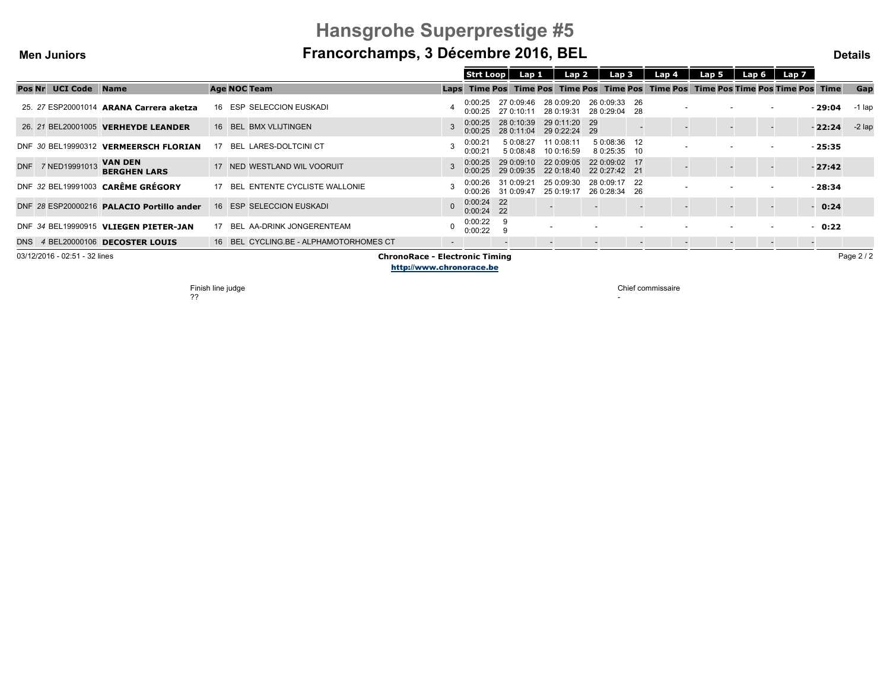# Hansgrohe Superprestige #5

**Men Juniors**

## Francorchamps, 3 Décembre 2016, BEL

**Details**

| | | | | | | | | Strt Loop | | Lap 1 | | Lap 2 | | Lap 3 | | Lap 4 | | Lap 5 | | Lap 6 | | Lap 7 | | | |
|---|---|---|---|---|---|---|---|---|---|---|---|---|---|---|---|---|---|---|---|---|---|---|---|---|---|
| Pos | Nr | UCI Code | Name | Age | NOC | Team | Laps | Time | Pos | Time | Pos | Time | Pos | Time | Pos | Time | Pos | Time | Pos | Time | Pos | Time | Pos | Time | Gap |
| 25. | 27 | ESP20001014 | **ARANA Carrera aketza** | 16 | ESP | SELECCION EUSKADI | 4 | 0:00:25<br>0:00:25 | 27<br>27 | 0:09:46<br>0:10:11 | 28<br>28 | 0:09:20<br>0:19:31 | 26<br>28 | 0:09:33<br>0:29:04 | 26<br>28 | | - | | - | | - | | - | **29:04** | -1 lap |
| 26. | 21 | BEL20001005 | **VERHEYDE LEANDER** | 16 | BEL | BMX VLIJTINGEN | 3 | 0:00:25<br>0:00:25 | 28<br>28 | 0:10:39<br>0:11:04 | 29<br>29 | 0:11:20<br>0:22:24 | 29<br>29 | | - | | - | | - | | - | | - | **22:24** | -2 lap |
| DNF | 30 | BEL19990312 | **VERMEERSCH FLORIAN** | 17 | BEL | LARES-DOLTCINI CT | 3 | 0:00:21<br>0:00:21 | 5<br>5 | 0:08:27<br>0:08:48 | 11<br>10 | 0:08:11<br>0:16:59 | 5<br>8 | 0:08:36<br>0:25:35 | 12<br>10 | | - | | - | | - | | - | **25:35** | |
| DNF | 7 | NED19991013 | **VAN DEN BERGHEN LARS** | 17 | NED | WESTLAND WIL VOORUIT | 3 | 0:00:25<br>0:00:25 | 29<br>29 | 0:09:10<br>0:09:35 | 22<br>22 | 0:09:05<br>0:18:40 | 22<br>22 | 0:09:02<br>0:27:42 | 17<br>21 | | - | | - | | - | | - | **27:42** | |
| DNF | 32 | BEL19991003 | **CARÊME GRÉGORY** | 17 | BEL | ENTENTE CYCLISTE WALLONIE | 3 | 0:00:26<br>0:00:26 | 31<br>31 | 0:09:21<br>0:09:47 | 25<br>25 | 0:09:30<br>0:19:17 | 28<br>26 | 0:09:17<br>0:28:34 | 22<br>26 | | - | | - | | - | | - | **28:34** | |
| DNF | 28 | ESP20000216 | **PALACIO Portillo ander** | 16 | ESP | SELECCION EUSKADI | 0 | 0:00:24<br>0:00:24 | 22<br>22 | | - | | - | | - | | - | | - | | - | | - | **0:24** | |
| DNF | 34 | BEL19990915 | **VLIEGEN PIETER-JAN** | 17 | BEL | AA-DRINK JONGERENTEAM | 0 | 0:00:22<br>0:00:22 | 9<br>9 | | - | | - | | - | | - | | - | | - | | - | **0:22** | |
| DNS | 4 | BEL20000106 | **DECOSTER LOUIS** | 16 | BEL | CYCLING.BE - ALPHAMOTORHOMES CT | - | | - | | - | | - | | - | | - | | - | | - | | - | | |

03/12/2016 - 02:51 - 32 lines

**ChronoRace - Electronic Timing**
http://www.chronorace.be

Finish line judge
??

Chief commissaire
-